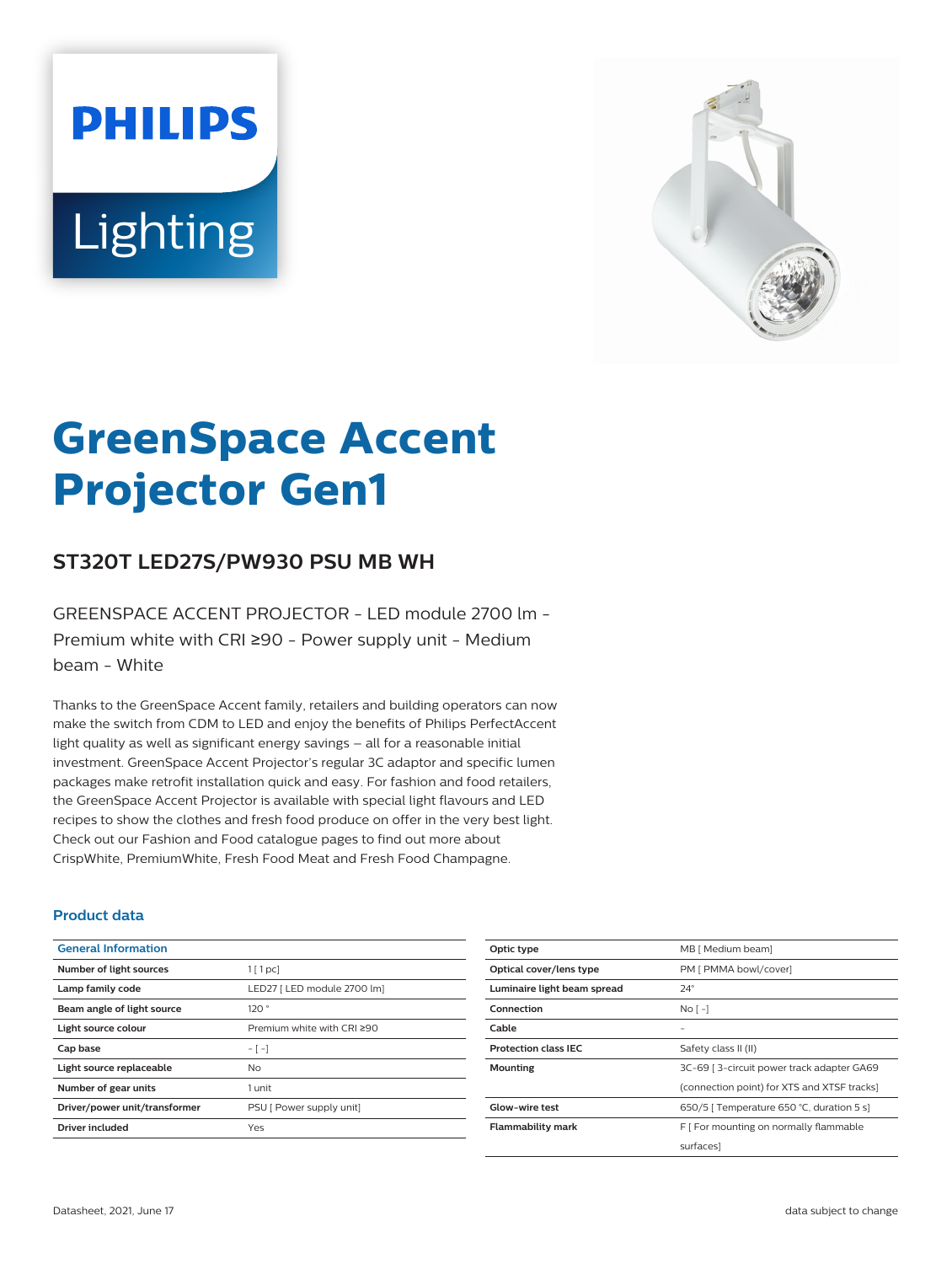# GreenSpace Accent Projector Gen1

## ST320T LED27S/PW930 PSU MB WH

GREENSPACE ACCENT PROJECTOR - LED module 2700 lm - Premium white with CRI ≥90 - Power supply unit - Medium beam - White

Thanks to the GreenSpace Accent family, retailers and building operators can now make the switch from CDM to LED and enjoy the benefits of Philips PerfectAccent light quality as well as significant energy savings – all for a reasonable initial investment. GreenSpace Accent Projector's regular 3C adaptor and specific lumen packages make retrofit installation quick and easy. For fashion and food retailers, the GreenSpace Accent Projector is available with special light flavours and LED recipes to show the clothes and fresh food produce on offer in the very best light. Check out our Fashion and Food catalogue pages to find out more about CrispWhite, PremiumWhite, Fresh Food Meat and Fresh Food Champagne.

### Product data

| General Information | |
|---|---|
| Number of light sources | 1 [ 1 pc] |
| Lamp family code | LED27 [ LED module 2700 lm] |
| Beam angle of light source | 120 ° |
| Light source colour | Premium white with CRI ≥90 |
| Cap base | - [ -] |
| Light source replaceable | No |
| Number of gear units | 1 unit |
| Driver/power unit/transformer | PSU [ Power supply unit] |
| Driver included | Yes |

| | |
|---|---|
| Optic type | MB [ Medium beam] |
| Optical cover/lens type | PM [ PMMA bowl/cover] |
| Luminaire light beam spread | 24° |
| Connection | No [ -] |
| Cable | - |
| Protection class IEC | Safety class II (II) |
| Mounting | 3C-69 [ 3-circuit power track adapter GA69 (connection point) for XTS and XTSF tracks] |
| Glow-wire test | 650/5 [ Temperature 650 °C, duration 5 s] |
| Flammability mark | F [ For mounting on normally flammable surfaces] |

Datasheet, 2021, June 17

data subject to change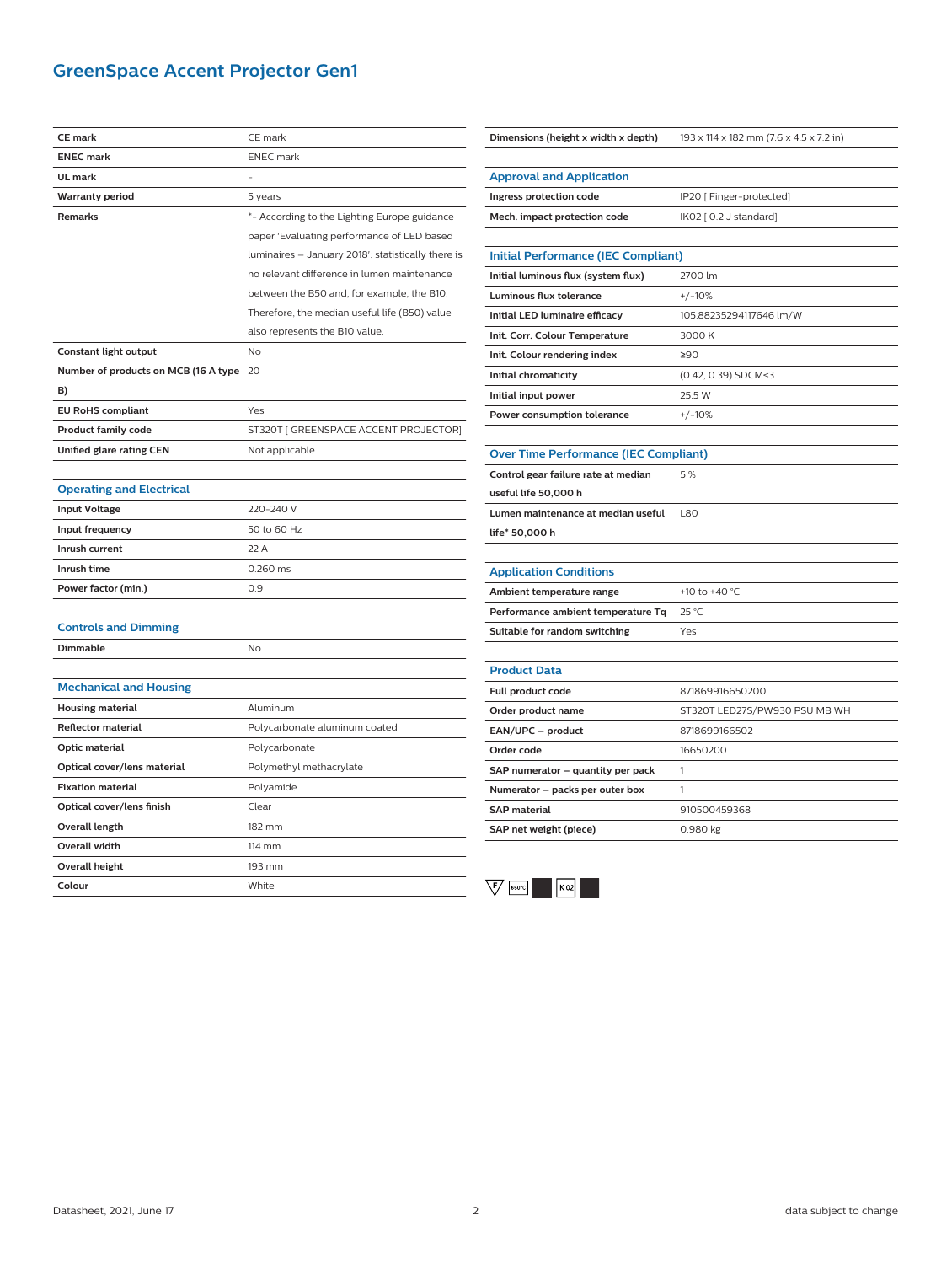# GreenSpace Accent Projector Gen1

| | |
|---|---|
| CE mark | CE mark |
| ENEC mark | ENEC mark |
| UL mark | - |
| Warranty period | 5 years |
| Remarks | *- According to the Lighting Europe guidance paper 'Evaluating performance of LED based luminaires – January 2018': statistically there is no relevant difference in lumen maintenance between the B50 and, for example, the B10. Therefore, the median useful life (B50) value also represents the B10 value. |
| Constant light output | No |
| Number of products on MCB (16 A type B) | 20 |
| EU RoHS compliant | Yes |
| Product family code | ST320T [ GREENSPACE ACCENT PROJECTOR] |
| Unified glare rating CEN | Not applicable |

## Operating and Electrical

| | |
|---|---|
| Input Voltage | 220-240 V |
| Input frequency | 50 to 60 Hz |
| Inrush current | 22 A |
| Inrush time | 0.260 ms |
| Power factor (min.) | 0.9 |

## Controls and Dimming

| | |
|---|---|
| Dimmable | No |

## Mechanical and Housing

| | |
|---|---|
| Housing material | Aluminum |
| Reflector material | Polycarbonate aluminum coated |
| Optic material | Polycarbonate |
| Optical cover/lens material | Polymethyl methacrylate |
| Fixation material | Polyamide |
| Optical cover/lens finish | Clear |
| Overall length | 182 mm |
| Overall width | 114 mm |
| Overall height | 193 mm |
| Colour | White |

| | |
|---|---|
| Dimensions (height x width x depth) | 193 x 114 x 182 mm (7.6 x 4.5 x 7.2 in) |

## Approval and Application

| | |
|---|---|
| Ingress protection code | IP20 [ Finger-protected] |
| Mech. impact protection code | IK02 [ 0.2 J standard] |

## Initial Performance (IEC Compliant)

| | |
|---|---|
| Initial luminous flux (system flux) | 2700 lm |
| Luminous flux tolerance | +/-10% |
| Initial LED luminaire efficacy | 105.88235294117646 lm/W |
| Init. Corr. Colour Temperature | 3000 K |
| Init. Colour rendering index | ≥90 |
| Initial chromaticity | (0.42, 0.39) SDCM<3 |
| Initial input power | 25.5 W |
| Power consumption tolerance | +/-10% |

## Over Time Performance (IEC Compliant)

| | |
|---|---|
| Control gear failure rate at median useful life 50,000 h | 5 % |
| Lumen maintenance at median useful life* 50,000 h | L80 |

## Application Conditions

| | |
|---|---|
| Ambient temperature range | +10 to +40 °C |
| Performance ambient temperature Tq | 25 °C |
| Suitable for random switching | Yes |

## Product Data

| | |
|---|---|
| Full product code | 871869916650200 |
| Order product name | ST320T LED27S/PW930 PSU MB WH |
| EAN/UPC – product | 8718699166502 |
| Order code | 16650200 |
| SAP numerator – quantity per pack | 1 |
| Numerator – packs per outer box | 1 |
| SAP material | 910500459368 |
| SAP net weight (piece) | 0.980 kg |

Datasheet, 2021, June 17

data subject to change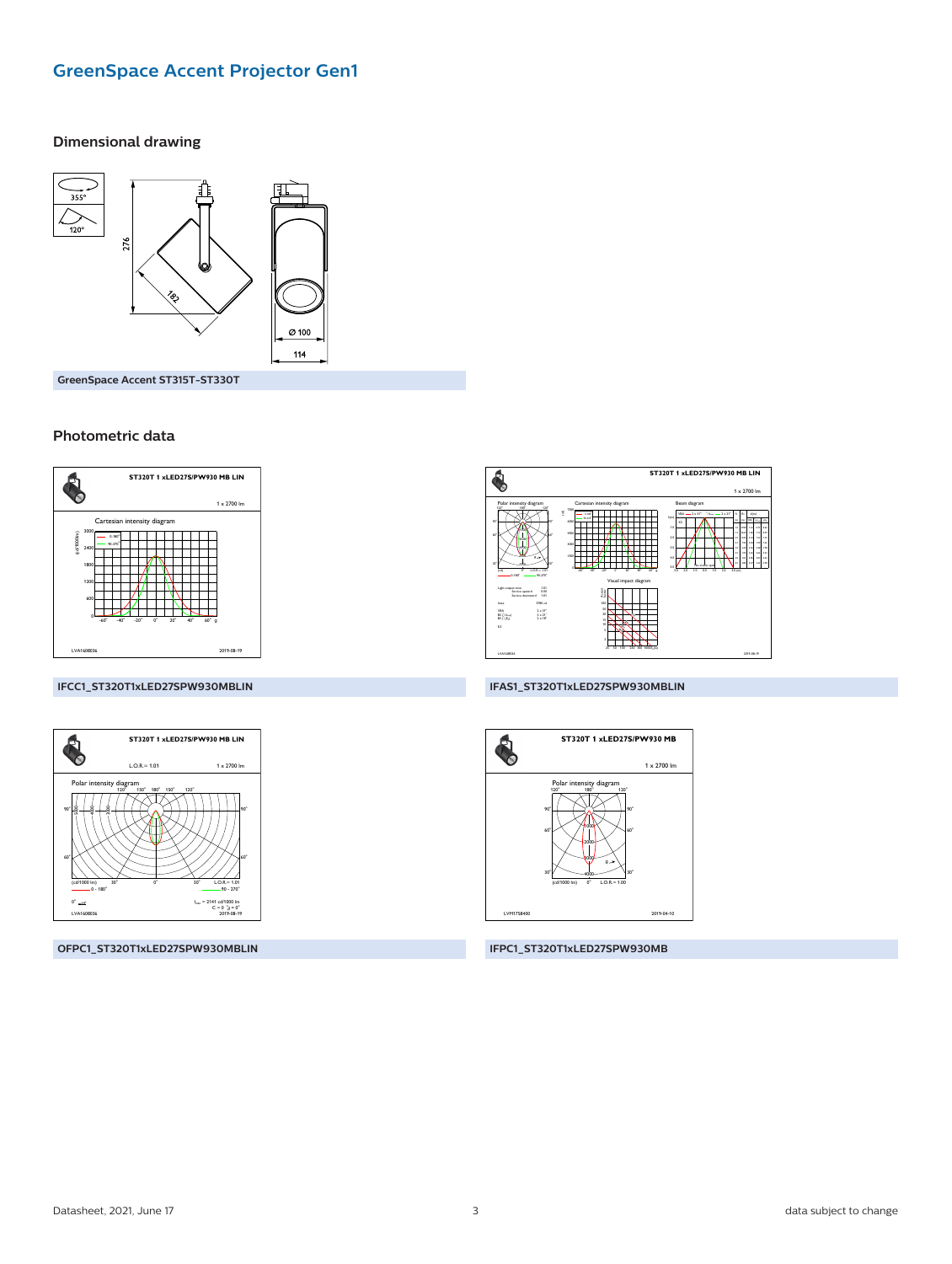# GreenSpace Accent Projector Gen1

## Dimensional drawing

GreenSpace Accent ST315T-ST330T

## Photometric data

IFCC1_ST320T1xLED27SPW930MBLIN

IFAS1_ST320T1xLED27SPW930MBLIN

OFPC1_ST320T1xLED27SPW930MBLIN

IFPC1_ST320T1xLED27SPW930MB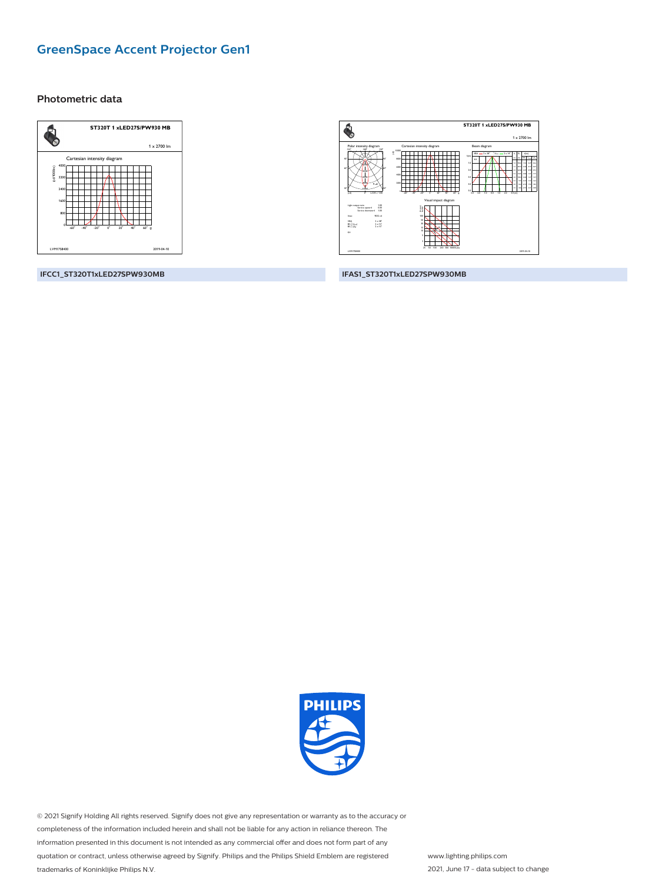## GreenSpace Accent Projector Gen1

### Photometric data

ST320T 1 xLED27S/PW930 MB

1 x 2700 lm

Cartesian intensity diagram

(cd/1000lm)

4000

3200

2400

1600

800

0

-60° -40° -20° 0° 20° 40° 60° g

LVM1758400

2019-04-10

**IFCC1_ST320T1xLED27SPW930MB**

ST320T 1 xLED27S/PW930 MB

1 x 2700 lm

Polar intensity diagram

Cartesian intensity diagram

Beam diagram

Visual impact diagram

LVM1758400

2019-04-10

**IFAS1_ST320T1xLED27SPW930MB**

© 2021 Signify Holding All rights reserved. Signify does not give any representation or warranty as to the accuracy or completeness of the information included herein and shall not be liable for any action in reliance thereon. The information presented in this document is not intended as any commercial offer and does not form part of any quotation or contract, unless otherwise agreed by Signify. Philips and the Philips Shield Emblem are registered trademarks of Koninklijke Philips N.V.

www.lighting.philips.com

2021, June 17 - data subject to change